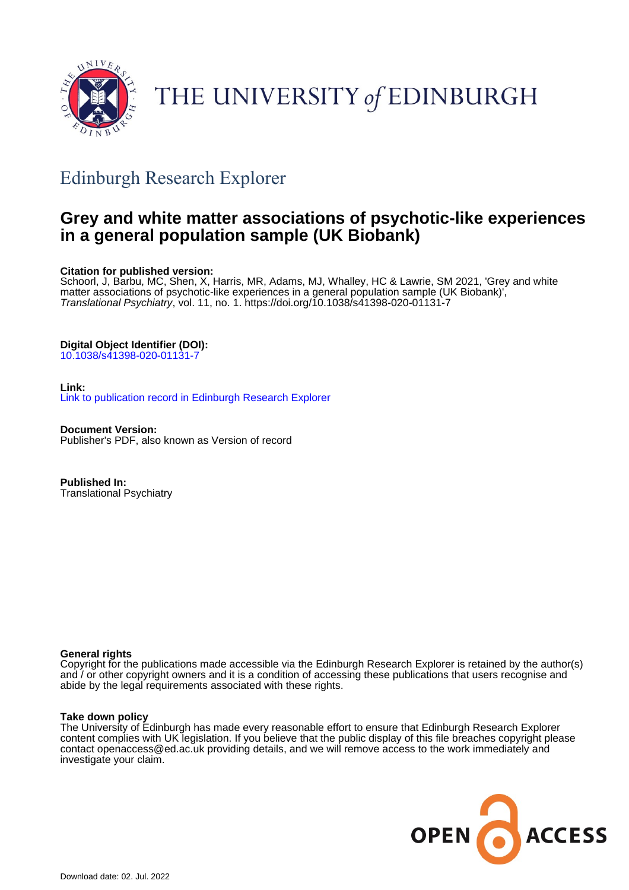THE UNIVERSITY *of* EDINBURGH

## Edinburgh Research Explorer

# Grey and white matter associations of psychotic-like experiences in a general population sample (UK Biobank)

**Citation for published version:**
Schoorl, J, Barbu, MC, Shen, X, Harris, MR, Adams, MJ, Whalley, HC & Lawrie, SM 2021, 'Grey and white matter associations of psychotic-like experiences in a general population sample (UK Biobank)', *Translational Psychiatry*, vol. 11, no. 1. https://doi.org/10.1038/s41398-020-01131-7

**Digital Object Identifier (DOI):**
10.1038/s41398-020-01131-7

**Link:**
Link to publication record in Edinburgh Research Explorer

**Document Version:**
Publisher's PDF, also known as Version of record

**Published In:**
Translational Psychiatry

**General rights**
Copyright for the publications made accessible via the Edinburgh Research Explorer is retained by the author(s) and / or other copyright owners and it is a condition of accessing these publications that users recognise and abide by the legal requirements associated with these rights.

**Take down policy**
The University of Edinburgh has made every reasonable effort to ensure that Edinburgh Research Explorer content complies with UK legislation. If you believe that the public display of this file breaches copyright please contact openaccess@ed.ac.uk providing details, and we will remove access to the work immediately and investigate your claim.

OPEN ACCESS

Download date: 02. Jul. 2022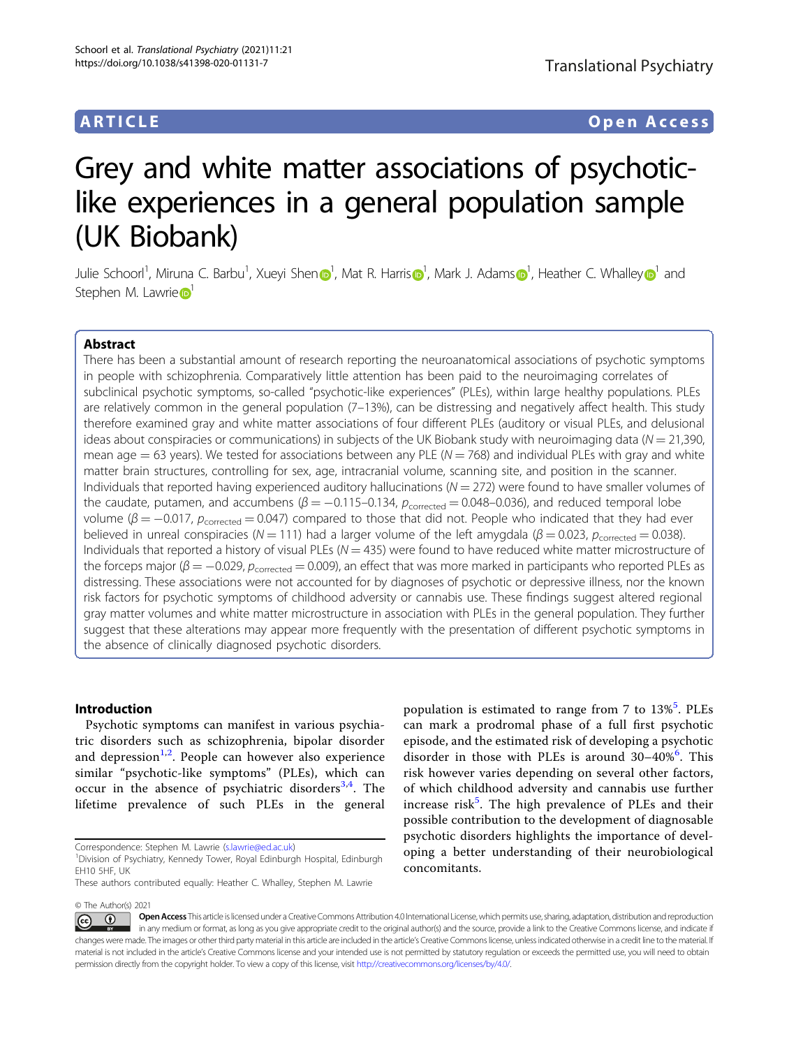ARTICLE Open Access

# Grey and white matter associations of psychotic-like experiences in a general population sample (UK Biobank)

Julie Schoorl[1], Miruna C. Barbu[1], Xueyi Shen[1], Mat R. Harris[1], Mark J. Adams[1], Heather C. Whalley[1] and Stephen M. Lawrie[1]

## Abstract

There has been a substantial amount of research reporting the neuroanatomical associations of psychotic symptoms in people with schizophrenia. Comparatively little attention has been paid to the neuroimaging correlates of subclinical psychotic symptoms, so-called "psychotic-like experiences" (PLEs), within large healthy populations. PLEs are relatively common in the general population (7–13%), can be distressing and negatively affect health. This study therefore examined gray and white matter associations of four different PLEs (auditory or visual PLEs, and delusional ideas about conspiracies or communications) in subjects of the UK Biobank study with neuroimaging data ($N = 21{,}390$, mean age = 63 years). We tested for associations between any PLE ($N = 768$) and individual PLEs with gray and white matter brain structures, controlling for sex, age, intracranial volume, scanning site, and position in the scanner. Individuals that reported having experienced auditory hallucinations ($N = 272$) were found to have smaller volumes of the caudate, putamen, and accumbens ($\beta = -0.115$–$0.134$, $p_{\text{corrected}} = 0.048$–$0.036$), and reduced temporal lobe volume ($\beta = -0.017$, $p_{\text{corrected}} = 0.047$) compared to those that did not. People who indicated that they had ever believed in unreal conspiracies ($N = 111$) had a larger volume of the left amygdala ($\beta = 0.023$, $p_{\text{corrected}} = 0.038$). Individuals that reported a history of visual PLEs ($N = 435$) were found to have reduced white matter microstructure of the forceps major ($\beta = -0.029$, $p_{\text{corrected}} = 0.009$), an effect that was more marked in participants who reported PLEs as distressing. These associations were not accounted for by diagnoses of psychotic or depressive illness, nor the known risk factors for psychotic symptoms of childhood adversity or cannabis use. These findings suggest altered regional gray matter volumes and white matter microstructure in association with PLEs in the general population. They further suggest that these alterations may appear more frequently with the presentation of different psychotic symptoms in the absence of clinically diagnosed psychotic disorders.

## Introduction

Psychotic symptoms can manifest in various psychiatric disorders such as schizophrenia, bipolar disorder and depression[1,2]. People can however also experience similar "psychotic-like symptoms" (PLEs), which can occur in the absence of psychiatric disorders[3,4]. The lifetime prevalence of such PLEs in the general population is estimated to range from 7 to 13%[5]. PLEs can mark a prodromal phase of a full first psychotic episode, and the estimated risk of developing a psychotic disorder in those with PLEs is around 30–40%[6]. This risk however varies depending on several other factors, of which childhood adversity and cannabis use further increase risk[5]. The high prevalence of PLEs and their possible contribution to the development of diagnosable psychotic disorders highlights the importance of developing a better understanding of their neurobiological concomitants.

Correspondence: Stephen M. Lawrie (s.lawrie@ed.ac.uk)
[1]Division of Psychiatry, Kennedy Tower, Royal Edinburgh Hospital, Edinburgh EH10 5HF, UK
These authors contributed equally: Heather C. Whalley, Stephen M. Lawrie

© The Author(s) 2021

Open Access This article is licensed under a Creative Commons Attribution 4.0 International License, which permits use, sharing, adaptation, distribution and reproduction in any medium or format, as long as you give appropriate credit to the original author(s) and the source, provide a link to the Creative Commons license, and indicate if changes were made. The images or other third party material in this article are included in the article's Creative Commons license, unless indicated otherwise in a credit line to the material. If material is not included in the article's Creative Commons license and your intended use is not permitted by statutory regulation or exceeds the permitted use, you will need to obtain permission directly from the copyright holder. To view a copy of this license, visit http://creativecommons.org/licenses/by/4.0/.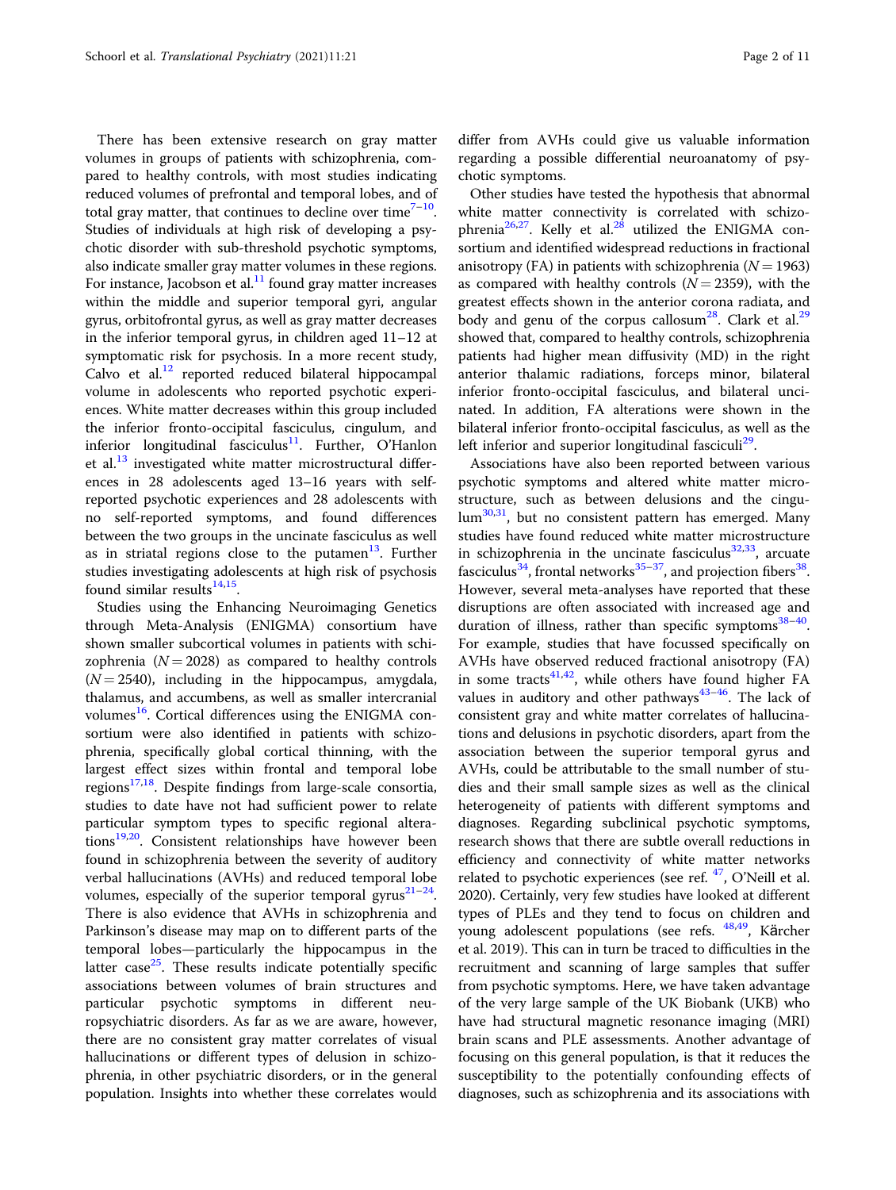There has been extensive research on gray matter volumes in groups of patients with schizophrenia, compared to healthy controls, with most studies indicating reduced volumes of prefrontal and temporal lobes, and of total gray matter, that continues to decline over time[7–10]. Studies of individuals at high risk of developing a psychotic disorder with sub-threshold psychotic symptoms, also indicate smaller gray matter volumes in these regions. For instance, Jacobson et al.[11] found gray matter increases within the middle and superior temporal gyri, angular gyrus, orbitofrontal gyrus, as well as gray matter decreases in the inferior temporal gyrus, in children aged 11–12 at symptomatic risk for psychosis. In a more recent study, Calvo et al.[12] reported reduced bilateral hippocampal volume in adolescents who reported psychotic experiences. White matter decreases within this group included the inferior fronto-occipital fasciculus, cingulum, and inferior longitudinal fasciculus[11]. Further, O'Hanlon et al.[13] investigated white matter microstructural differences in 28 adolescents aged 13–16 years with self-reported psychotic experiences and 28 adolescents with no self-reported symptoms, and found differences between the two groups in the uncinate fasciculus as well as in striatal regions close to the putamen[13]. Further studies investigating adolescents at high risk of psychosis found similar results[14,15].

Studies using the Enhancing Neuroimaging Genetics through Meta-Analysis (ENIGMA) consortium have shown smaller subcortical volumes in patients with schizophrenia ($N = 2028$) as compared to healthy controls ($N = 2540$), including in the hippocampus, amygdala, thalamus, and accumbens, as well as smaller intercranial volumes[16]. Cortical differences using the ENIGMA consortium were also identified in patients with schizophrenia, specifically global cortical thinning, with the largest effect sizes within frontal and temporal lobe regions[17,18]. Despite findings from large-scale consortia, studies to date have not had sufficient power to relate particular symptom types to specific regional alterations[19,20]. Consistent relationships have however been found in schizophrenia between the severity of auditory verbal hallucinations (AVHs) and reduced temporal lobe volumes, especially of the superior temporal gyrus[21–24]. There is also evidence that AVHs in schizophrenia and Parkinson's disease may map on to different parts of the temporal lobes—particularly the hippocampus in the latter case[25]. These results indicate potentially specific associations between volumes of brain structures and particular psychotic symptoms in different neuropsychiatric disorders. As far as we are aware, however, there are no consistent gray matter correlates of visual hallucinations or different types of delusion in schizophrenia, in other psychiatric disorders, or in the general population. Insights into whether these correlates would differ from AVHs could give us valuable information regarding a possible differential neuroanatomy of psychotic symptoms.

Other studies have tested the hypothesis that abnormal white matter connectivity is correlated with schizophrenia[26,27]. Kelly et al.[28] utilized the ENIGMA consortium and identified widespread reductions in fractional anisotropy (FA) in patients with schizophrenia ($N = 1963$) as compared with healthy controls ($N = 2359$), with the greatest effects shown in the anterior corona radiata, and body and genu of the corpus callosum[28]. Clark et al.[29] showed that, compared to healthy controls, schizophrenia patients had higher mean diffusivity (MD) in the right anterior thalamic radiations, forceps minor, bilateral inferior fronto-occipital fasciculus, and bilateral uncinated. In addition, FA alterations were shown in the bilateral inferior fronto-occipital fasciculus, as well as the left inferior and superior longitudinal fasciculi[29].

Associations have also been reported between various psychotic symptoms and altered white matter microstructure, such as between delusions and the cingulum[30,31], but no consistent pattern has emerged. Many studies have found reduced white matter microstructure in schizophrenia in the uncinate fasciculus[32,33], arcuate fasciculus[34], frontal networks[35–37], and projection fibers[38]. However, several meta-analyses have reported that these disruptions are often associated with increased age and duration of illness, rather than specific symptoms[38–40]. For example, studies that have focussed specifically on AVHs have observed reduced fractional anisotropy (FA) in some tracts[41,42], while others have found higher FA values in auditory and other pathways[43–46]. The lack of consistent gray and white matter correlates of hallucinations and delusions in psychotic disorders, apart from the association between the superior temporal gyrus and AVHs, could be attributable to the small number of studies and their small sample sizes as well as the clinical heterogeneity of patients with different symptoms and diagnoses. Regarding subclinical psychotic symptoms, research shows that there are subtle overall reductions in efficiency and connectivity of white matter networks related to psychotic experiences (see ref. [47], O'Neill et al. 2020). Certainly, very few studies have looked at different types of PLEs and they tend to focus on children and young adolescent populations (see refs. [48,49], Kärcher et al. 2019). This can in turn be traced to difficulties in the recruitment and scanning of large samples that suffer from psychotic symptoms. Here, we have taken advantage of the very large sample of the UK Biobank (UKB) who have had structural magnetic resonance imaging (MRI) brain scans and PLE assessments. Another advantage of focusing on this general population, is that it reduces the susceptibility to the potentially confounding effects of diagnoses, such as schizophrenia and its associations with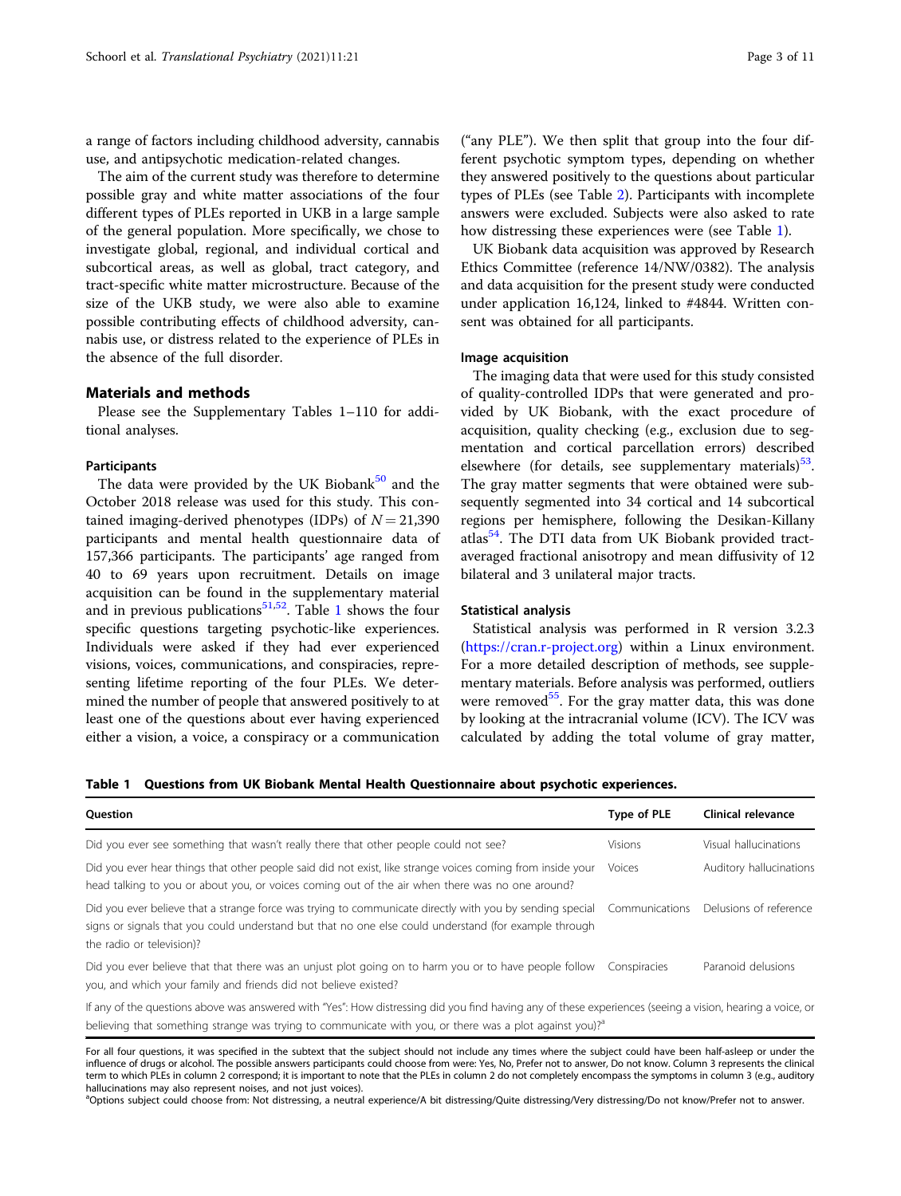a range of factors including childhood adversity, cannabis use, and antipsychotic medication-related changes.

The aim of the current study was therefore to determine possible gray and white matter associations of the four different types of PLEs reported in UKB in a large sample of the general population. More specifically, we chose to investigate global, regional, and individual cortical and subcortical areas, as well as global, tract category, and tract-specific white matter microstructure. Because of the size of the UKB study, we were also able to examine possible contributing effects of childhood adversity, cannabis use, or distress related to the experience of PLEs in the absence of the full disorder.

## Materials and methods

Please see the Supplementary Tables 1–110 for additional analyses.

### Participants

The data were provided by the UK Biobank[50] and the October 2018 release was used for this study. This contained imaging-derived phenotypes (IDPs) of $N = 21{,}390$ participants and mental health questionnaire data of 157,366 participants. The participants' age ranged from 40 to 69 years upon recruitment. Details on image acquisition can be found in the supplementary material and in previous publications[51,52]. Table 1 shows the four specific questions targeting psychotic-like experiences. Individuals were asked if they had ever experienced visions, voices, communications, and conspiracies, representing lifetime reporting of the four PLEs. We determined the number of people that answered positively to at least one of the questions about ever having experienced either a vision, a voice, a conspiracy or a communication ("any PLE"). We then split that group into the four different psychotic symptom types, depending on whether they answered positively to the questions about particular types of PLEs (see Table 2). Participants with incomplete answers were excluded. Subjects were also asked to rate how distressing these experiences were (see Table 1).

UK Biobank data acquisition was approved by Research Ethics Committee (reference 14/NW/0382). The analysis and data acquisition for the present study were conducted under application 16,124, linked to #4844. Written consent was obtained for all participants.

### Image acquisition

The imaging data that were used for this study consisted of quality-controlled IDPs that were generated and provided by UK Biobank, with the exact procedure of acquisition, quality checking (e.g., exclusion due to segmentation and cortical parcellation errors) described elsewhere (for details, see supplementary materials)[53]. The gray matter segments that were obtained were subsequently segmented into 34 cortical and 14 subcortical regions per hemisphere, following the Desikan-Killany atlas[54]. The DTI data from UK Biobank provided tract-averaged fractional anisotropy and mean diffusivity of 12 bilateral and 3 unilateral major tracts.

### Statistical analysis

Statistical analysis was performed in R version 3.2.3 (https://cran.r-project.org) within a Linux environment. For a more detailed description of methods, see supplementary materials. Before analysis was performed, outliers were removed[55]. For the gray matter data, this was done by looking at the intracranial volume (ICV). The ICV was calculated by adding the total volume of gray matter,

**Table 1 Questions from UK Biobank Mental Health Questionnaire about psychotic experiences.**

| Question | Type of PLE | Clinical relevance |
| --- | --- | --- |
| Did you ever see something that wasn't really there that other people could not see? | Visions | Visual hallucinations |
| Did you ever hear things that other people said did not exist, like strange voices coming from inside your head talking to you or about you, or voices coming out of the air when there was no one around? | Voices | Auditory hallucinations |
| Did you ever believe that a strange force was trying to communicate directly with you by sending special signs or signals that you could understand but that no one else could understand (for example through the radio or television)? | Communications | Delusions of reference |
| Did you ever believe that that there was an unjust plot going on to harm you or to have people follow you, and which your family and friends did not believe existed? | Conspiracies | Paranoid delusions |
| If any of the questions above was answered with "Yes": How distressing did you find having any of these experiences (seeing a vision, hearing a voice, or believing that something strange was trying to communicate with you, or there was a plot against you)?[a] | | |

For all four questions, it was specified in the subtext that the subject should not include any times where the subject could have been half-asleep or under the influence of drugs or alcohol. The possible answers participants could choose from were: Yes, No, Prefer not to answer, Do not know. Column 3 represents the clinical term to which PLEs in column 2 correspond; it is important to note that the PLEs in column 2 do not completely encompass the symptoms in column 3 (e.g., auditory hallucinations may also represent noises, and not just voices).

[a]Options subject could choose from: Not distressing, a neutral experience/A bit distressing/Quite distressing/Very distressing/Do not know/Prefer not to answer.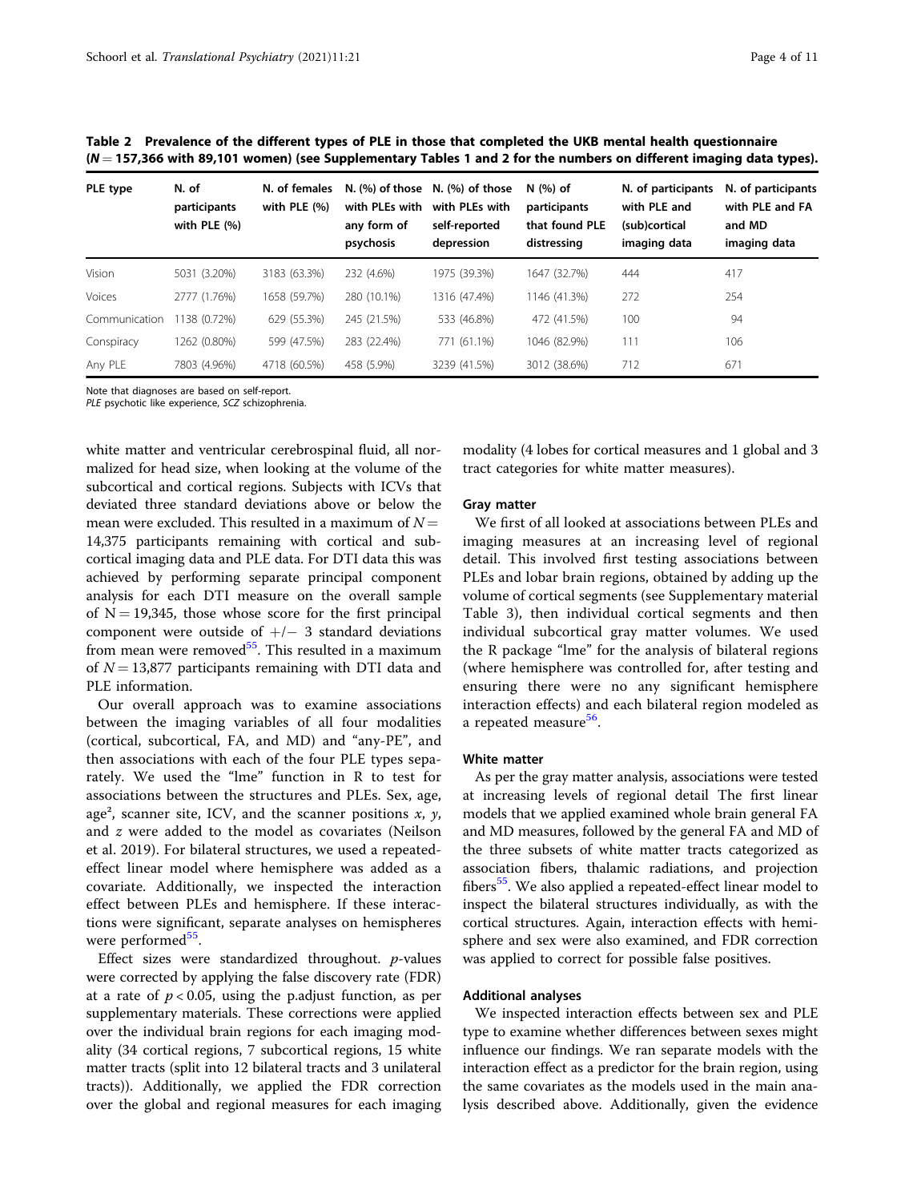**Table 2 Prevalence of the different types of PLE in those that completed the UKB mental health questionnaire ($N = 157,366$ with 89,101 women) (see Supplementary Tables 1 and 2 for the numbers on different imaging data types).**

| PLE type | N. of participants with PLE (%) | N. of females with PLE (%) | N. (%) of those with PLEs with any form of psychosis | N. (%) of those with PLEs with self-reported depression | N (%) of participants that found PLE distressing | N. of participants with PLE and (sub)cortical imaging data | N. of participants with PLE and FA and MD imaging data |
|---|---|---|---|---|---|---|---|
| Vision | 5031 (3.20%) | 3183 (63.3%) | 232 (4.6%) | 1975 (39.3%) | 1647 (32.7%) | 444 | 417 |
| Voices | 2777 (1.76%) | 1658 (59.7%) | 280 (10.1%) | 1316 (47.4%) | 1146 (41.3%) | 272 | 254 |
| Communication | 1138 (0.72%) | 629 (55.3%) | 245 (21.5%) | 533 (46.8%) | 472 (41.5%) | 100 | 94 |
| Conspiracy | 1262 (0.80%) | 599 (47.5%) | 283 (22.4%) | 771 (61.1%) | 1046 (82.9%) | 111 | 106 |
| Any PLE | 7803 (4.96%) | 4718 (60.5%) | 458 (5.9%) | 3239 (41.5%) | 3012 (38.6%) | 712 | 671 |

Note that diagnoses are based on self-report.
*PLE* psychotic like experience, *SCZ* schizophrenia.

white matter and ventricular cerebrospinal fluid, all normalized for head size, when looking at the volume of the subcortical and cortical regions. Subjects with ICVs that deviated three standard deviations above or below the mean were excluded. This resulted in a maximum of $N = 14,375$ participants remaining with cortical and subcortical imaging data and PLE data. For DTI data this was achieved by performing separate principal component analysis for each DTI measure on the overall sample of $N = 19,345$, those whose score for the first principal component were outside of $+/- 3$ standard deviations from mean were removed[55]. This resulted in a maximum of $N = 13,877$ participants remaining with DTI data and PLE information.

Our overall approach was to examine associations between the imaging variables of all four modalities (cortical, subcortical, FA, and MD) and "any-PE", and then associations with each of the four PLE types separately. We used the "lme" function in R to test for associations between the structures and PLEs. Sex, age, age$^2$, scanner site, ICV, and the scanner positions $x$, $y$, and $z$ were added to the model as covariates (Neilson et al. 2019). For bilateral structures, we used a repeated-effect linear model where hemisphere was added as a covariate. Additionally, we inspected the interaction effect between PLEs and hemisphere. If these interactions were significant, separate analyses on hemispheres were performed[55].

Effect sizes were standardized throughout. $p$-values were corrected by applying the false discovery rate (FDR) at a rate of $p < 0.05$, using the p.adjust function, as per supplementary materials. These corrections were applied over the individual brain regions for each imaging modality (34 cortical regions, 7 subcortical regions, 15 white matter tracts (split into 12 bilateral tracts and 3 unilateral tracts)). Additionally, we applied the FDR correction over the global and regional measures for each imaging modality (4 lobes for cortical measures and 1 global and 3 tract categories for white matter measures).

### Gray matter

We first of all looked at associations between PLEs and imaging measures at an increasing level of regional detail. This involved first testing associations between PLEs and lobar brain regions, obtained by adding up the volume of cortical segments (see Supplementary material Table 3), then individual cortical segments and then individual subcortical gray matter volumes. We used the R package "lme" for the analysis of bilateral regions (where hemisphere was controlled for, after testing and ensuring there were no any significant hemisphere interaction effects) and each bilateral region modeled as a repeated measure[56].

### White matter

As per the gray matter analysis, associations were tested at increasing levels of regional detail The first linear models that we applied examined whole brain general FA and MD measures, followed by the general FA and MD of the three subsets of white matter tracts categorized as association fibers, thalamic radiations, and projection fibers[55]. We also applied a repeated-effect linear model to inspect the bilateral structures individually, as with the cortical structures. Again, interaction effects with hemisphere and sex were also examined, and FDR correction was applied to correct for possible false positives.

### Additional analyses

We inspected interaction effects between sex and PLE type to examine whether differences between sexes might influence our findings. We ran separate models with the interaction effect as a predictor for the brain region, using the same covariates as the models used in the main analysis described above. Additionally, given the evidence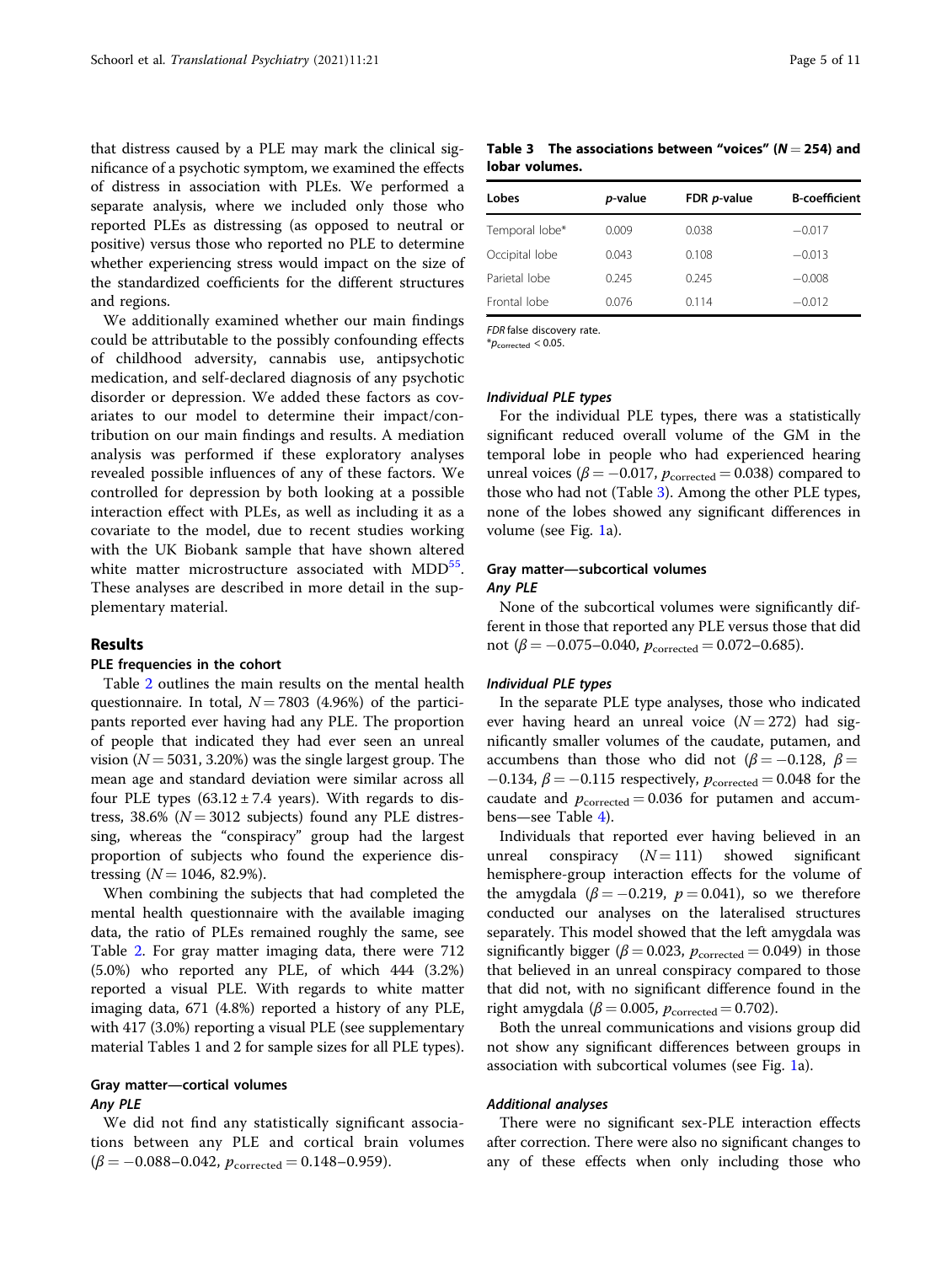that distress caused by a PLE may mark the clinical significance of a psychotic symptom, we examined the effects of distress in association with PLEs. We performed a separate analysis, where we included only those who reported PLEs as distressing (as opposed to neutral or positive) versus those who reported no PLE to determine whether experiencing stress would impact on the size of the standardized coefficients for the different structures and regions.

We additionally examined whether our main findings could be attributable to the possibly confounding effects of childhood adversity, cannabis use, antipsychotic medication, and self-declared diagnosis of any psychotic disorder or depression. We added these factors as covariates to our model to determine their impact/contribution on our main findings and results. A mediation analysis was performed if these exploratory analyses revealed possible influences of any of these factors. We controlled for depression by both looking at a possible interaction effect with PLEs, as well as including it as a covariate to the model, due to recent studies working with the UK Biobank sample that have shown altered white matter microstructure associated with MDD[55]. These analyses are described in more detail in the supplementary material.

## Results

### PLE frequencies in the cohort

Table 2 outlines the main results on the mental health questionnaire. In total, $N = 7803$ (4.96%) of the participants reported ever having had any PLE. The proportion of people that indicated they had ever seen an unreal vision ($N = 5031$, 3.20%) was the single largest group. The mean age and standard deviation were similar across all four PLE types ($63.12 \pm 7.4$ years). With regards to distress, 38.6% ($N = 3012$ subjects) found any PLE distressing, whereas the "conspiracy" group had the largest proportion of subjects who found the experience distressing ($N = 1046$, 82.9%).

When combining the subjects that had completed the mental health questionnaire with the available imaging data, the ratio of PLEs remained roughly the same, see Table 2. For gray matter imaging data, there were 712 (5.0%) who reported any PLE, of which 444 (3.2%) reported a visual PLE. With regards to white matter imaging data, 671 (4.8%) reported a history of any PLE, with 417 (3.0%) reporting a visual PLE (see supplementary material Tables 1 and 2 for sample sizes for all PLE types).

### Gray matter—cortical volumes

#### *Any PLE*

We did not find any statistically significant associations between any PLE and cortical brain volumes ($\beta = -0.088$–$0.042$, $p_{\text{corrected}} = 0.148$–$0.959$).

**Table 3 The associations between "voices" ($N = 254$) and lobar volumes.**

| Lobes | *p*-value | FDR *p*-value | B-coefficient |
|---|---|---|---|
| Temporal lobe* | 0.009 | 0.038 | −0.017 |
| Occipital lobe | 0.043 | 0.108 | −0.013 |
| Parietal lobe | 0.245 | 0.245 | −0.008 |
| Frontal lobe | 0.076 | 0.114 | −0.012 |

*FDR* false discovery rate.
$^{*}p_{\text{corrected}} < 0.05$.

#### *Individual PLE types*

For the individual PLE types, there was a statistically significant reduced overall volume of the GM in the temporal lobe in people who had experienced hearing unreal voices ($\beta = -0.017$, $p_{\text{corrected}} = 0.038$) compared to those who had not (Table 3). Among the other PLE types, none of the lobes showed any significant differences in volume (see Fig. 1a).

### Gray matter—subcortical volumes

#### *Any PLE*

None of the subcortical volumes were significantly different in those that reported any PLE versus those that did not ($\beta = -0.075$–$0.040$, $p_{\text{corrected}} = 0.072$–$0.685$).

#### *Individual PLE types*

In the separate PLE type analyses, those who indicated ever having heard an unreal voice ($N = 272$) had significantly smaller volumes of the caudate, putamen, and accumbens than those who did not ($\beta = -0.128$, $\beta = -0.134$, $\beta = -0.115$ respectively, $p_{\text{corrected}} = 0.048$ for the caudate and $p_{\text{corrected}} = 0.036$ for putamen and accumbens—see Table 4).

Individuals that reported ever having believed in an unreal conspiracy ($N = 111$) showed significant hemisphere-group interaction effects for the volume of the amygdala ($\beta = -0.219$, $p = 0.041$), so we therefore conducted our analyses on the lateralised structures separately. This model showed that the left amygdala was significantly bigger ($\beta = 0.023$, $p_{\text{corrected}} = 0.049$) in those that believed in an unreal conspiracy compared to those that did not, with no significant difference found in the right amygdala ($\beta = 0.005$, $p_{\text{corrected}} = 0.702$).

Both the unreal communications and visions group did not show any significant differences between groups in association with subcortical volumes (see Fig. 1a).

#### *Additional analyses*

There were no significant sex-PLE interaction effects after correction. There were also no significant changes to any of these effects when only including those who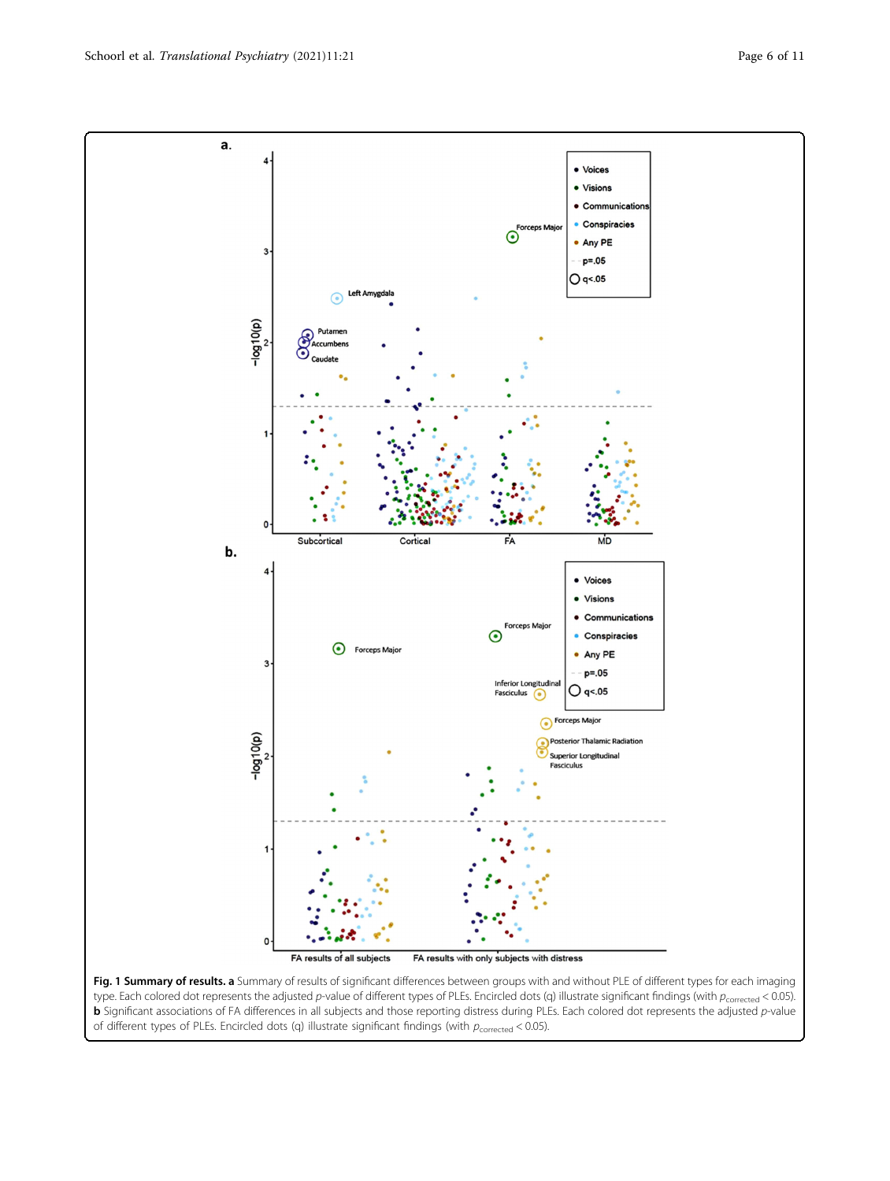**Fig. 1 Summary of results. a** Summary of results of significant differences between groups with and without PLE of different types for each imaging type. Each colored dot represents the adjusted *p*-value of different types of PLEs. Encircled dots (q) illustrate significant findings (with $p_{corrected} < 0.05$). **b** Significant associations of FA differences in all subjects and those reporting distress during PLEs. Each colored dot represents the adjusted *p*-value of different types of PLEs. Encircled dots (q) illustrate significant findings (with $p_{corrected} < 0.05$).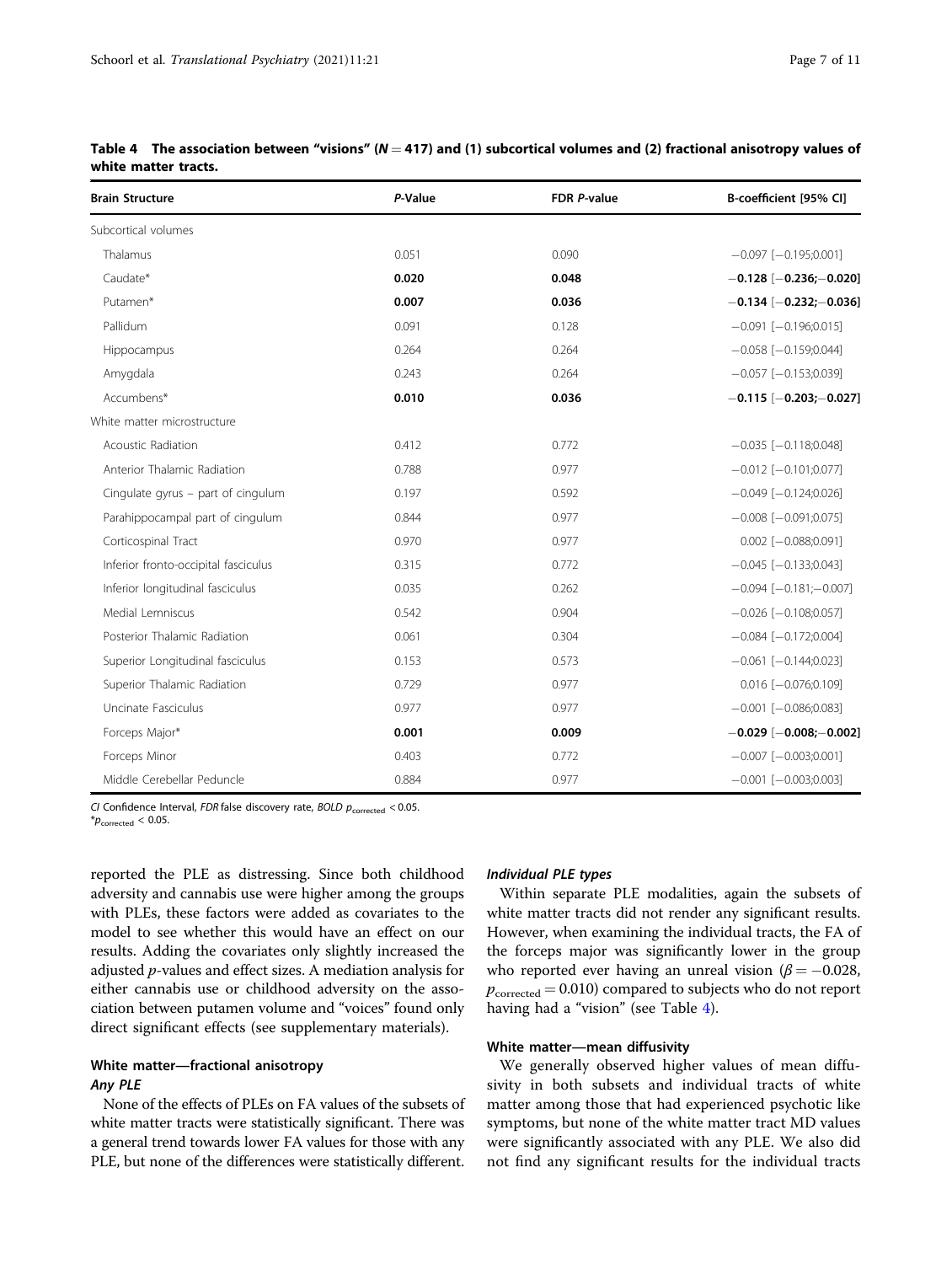**Table 4 The association between "visions" ($N = 417$) and (1) subcortical volumes and (2) fractional anisotropy values of white matter tracts.**

| Brain Structure | *P*-Value | FDR *P*-value | B-coefficient [95% CI] |
|---|---|---|---|
| Subcortical volumes | | | |
| Thalamus | 0.051 | 0.090 | −0.097 [−0.195;0.001] |
| Caudate* | **0.020** | **0.048** | **−0.128 [−0.236;−0.020]** |
| Putamen* | **0.007** | **0.036** | **−0.134 [−0.232;−0.036]** |
| Pallidum | 0.091 | 0.128 | −0.091 [−0.196;0.015] |
| Hippocampus | 0.264 | 0.264 | −0.058 [−0.159;0.044] |
| Amygdala | 0.243 | 0.264 | −0.057 [−0.153;0.039] |
| Accumbens* | **0.010** | **0.036** | **−0.115 [−0.203;−0.027]** |
| White matter microstructure | | | |
| Acoustic Radiation | 0.412 | 0.772 | −0.035 [−0.118;0.048] |
| Anterior Thalamic Radiation | 0.788 | 0.977 | −0.012 [−0.101;0.077] |
| Cingulate gyrus – part of cingulum | 0.197 | 0.592 | −0.049 [−0.124;0.026] |
| Parahippocampal part of cingulum | 0.844 | 0.977 | −0.008 [−0.091;0.075] |
| Corticospinal Tract | 0.970 | 0.977 | 0.002 [−0.088;0.091] |
| Inferior fronto-occipital fasciculus | 0.315 | 0.772 | −0.045 [−0.133;0.043] |
| Inferior longitudinal fasciculus | 0.035 | 0.262 | −0.094 [−0.181;−0.007] |
| Medial Lemniscus | 0.542 | 0.904 | −0.026 [−0.108;0.057] |
| Posterior Thalamic Radiation | 0.061 | 0.304 | −0.084 [−0.172;0.004] |
| Superior Longitudinal fasciculus | 0.153 | 0.573 | −0.061 [−0.144;0.023] |
| Superior Thalamic Radiation | 0.729 | 0.977 | 0.016 [−0.076;0.109] |
| Uncinate Fasciculus | 0.977 | 0.977 | −0.001 [−0.086;0.083] |
| Forceps Major* | **0.001** | **0.009** | **−0.029 [−0.008;−0.002]** |
| Forceps Minor | 0.403 | 0.772 | −0.007 [−0.003;0.001] |
| Middle Cerebellar Peduncle | 0.884 | 0.977 | −0.001 [−0.003;0.003] |

*CI* Confidence Interval, *FDR* false discovery rate, *BOLD* $p_{\text{corrected}} < 0.05$.
$^{*}p_{\text{corrected}} < 0.05$.

reported the PLE as distressing. Since both childhood adversity and cannabis use were higher among the groups with PLEs, these factors were added as covariates to the model to see whether this would have an effect on our results. Adding the covariates only slightly increased the adjusted *p*-values and effect sizes. A mediation analysis for either cannabis use or childhood adversity on the association between putamen volume and "voices" found only direct significant effects (see supplementary materials).

## White matter—fractional anisotropy

### *Any PLE*

None of the effects of PLEs on FA values of the subsets of white matter tracts were statistically significant. There was a general trend towards lower FA values for those with any PLE, but none of the differences were statistically different.

### *Individual PLE types*

Within separate PLE modalities, again the subsets of white matter tracts did not render any significant results. However, when examining the individual tracts, the FA of the forceps major was significantly lower in the group who reported ever having an unreal vision ($\beta = -0.028$, $p_{\text{corrected}} = 0.010$) compared to subjects who do not report having had a "vision" (see Table 4).

## White matter—mean diffusivity

We generally observed higher values of mean diffusivity in both subsets and individual tracts of white matter among those that had experienced psychotic like symptoms, but none of the white matter tract MD values were significantly associated with any PLE. We also did not find any significant results for the individual tracts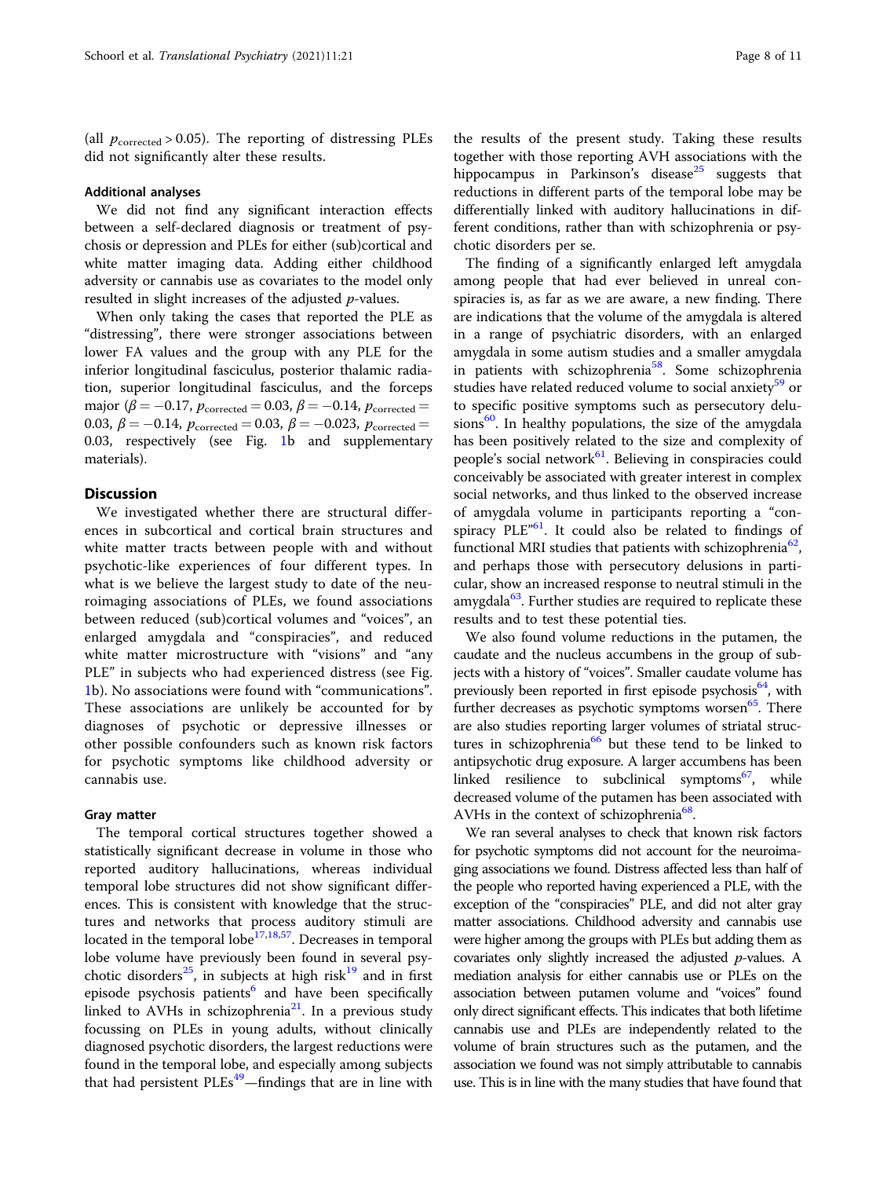(all $p_{corrected} > 0.05$). The reporting of distressing PLEs did not significantly alter these results.

#### Additional analyses

We did not find any significant interaction effects between a self-declared diagnosis or treatment of psychosis or depression and PLEs for either (sub)cortical and white matter imaging data. Adding either childhood adversity or cannabis use as covariates to the model only resulted in slight increases of the adjusted $p$-values.

When only taking the cases that reported the PLE as "distressing", there were stronger associations between lower FA values and the group with any PLE for the inferior longitudinal fasciculus, posterior thalamic radiation, superior longitudinal fasciculus, and the forceps major ($\beta = -0.17$, $p_{corrected} = 0.03$, $\beta = -0.14$, $p_{corrected} = 0.03$, $\beta = -0.14$, $p_{corrected} = 0.03$, $\beta = -0.023$, $p_{corrected} = 0.03$, respectively (see Fig. 1b and supplementary materials).

## Discussion

We investigated whether there are structural differences in subcortical and cortical brain structures and white matter tracts between people with and without psychotic-like experiences of four different types. In what is we believe the largest study to date of the neuroimaging associations of PLEs, we found associations between reduced (sub)cortical volumes and "voices", an enlarged amygdala and "conspiracies", and reduced white matter microstructure with "visions" and "any PLE" in subjects who had experienced distress (see Fig. 1b). No associations were found with "communications". These associations are unlikely be accounted for by diagnoses of psychotic or depressive illnesses or other possible confounders such as known risk factors for psychotic symptoms like childhood adversity or cannabis use.

### Gray matter

The temporal cortical structures together showed a statistically significant decrease in volume in those who reported auditory hallucinations, whereas individual temporal lobe structures did not show significant differences. This is consistent with knowledge that the structures and networks that process auditory stimuli are located in the temporal lobe[17,18,57]. Decreases in temporal lobe volume have previously been found in several psychotic disorders[25], in subjects at high risk[19] and in first episode psychosis patients[6] and have been specifically linked to AVHs in schizophrenia[21]. In a previous study focussing on PLEs in young adults, without clinically diagnosed psychotic disorders, the largest reductions were found in the temporal lobe, and especially among subjects that had persistent PLEs[49]—findings that are in line with the results of the present study. Taking these results together with those reporting AVH associations with the hippocampus in Parkinson's disease[25] suggests that reductions in different parts of the temporal lobe may be differentially linked with auditory hallucinations in different conditions, rather than with schizophrenia or psychotic disorders per se.

The finding of a significantly enlarged left amygdala among people that had ever believed in unreal conspiracies is, as far as we are aware, a new finding. There are indications that the volume of the amygdala is altered in a range of psychiatric disorders, with an enlarged amygdala in some autism studies and a smaller amygdala in patients with schizophrenia[58]. Some schizophrenia studies have related reduced volume to social anxiety[59] or to specific positive symptoms such as persecutory delusions[60]. In healthy populations, the size of the amygdala has been positively related to the size and complexity of people's social network[61]. Believing in conspiracies could conceivably be associated with greater interest in complex social networks, and thus linked to the observed increase of amygdala volume in participants reporting a "conspiracy PLE"[61]. It could also be related to findings of functional MRI studies that patients with schizophrenia[62], and perhaps those with persecutory delusions in particular, show an increased response to neutral stimuli in the amygdala[63]. Further studies are required to replicate these results and to test these potential ties.

We also found volume reductions in the putamen, the caudate and the nucleus accumbens in the group of subjects with a history of "voices". Smaller caudate volume has previously been reported in first episode psychosis[64], with further decreases as psychotic symptoms worsen[65]. There are also studies reporting larger volumes of striatal structures in schizophrenia[66] but these tend to be linked to antipsychotic drug exposure. A larger accumbens has been linked resilience to subclinical symptoms[67], while decreased volume of the putamen has been associated with AVHs in the context of schizophrenia[68].

We ran several analyses to check that known risk factors for psychotic symptoms did not account for the neuroimaging associations we found. Distress affected less than half of the people who reported having experienced a PLE, with the exception of the "conspiracies" PLE, and did not alter gray matter associations. Childhood adversity and cannabis use were higher among the groups with PLEs but adding them as covariates only slightly increased the adjusted $p$-values. A mediation analysis for either cannabis use or PLEs on the association between putamen volume and "voices" found only direct significant effects. This indicates that both lifetime cannabis use and PLEs are independently related to the volume of brain structures such as the putamen, and the association we found was not simply attributable to cannabis use. This is in line with the many studies that have found that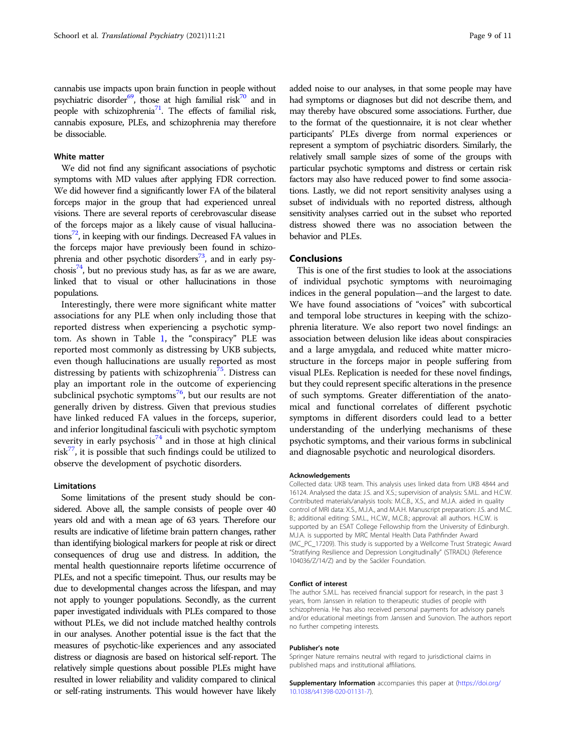cannabis use impacts upon brain function in people without psychiatric disorder[69], those at high familial risk[70] and in people with schizophrenia[71]. The effects of familial risk, cannabis exposure, PLEs, and schizophrenia may therefore be dissociable.

### White matter

We did not find any significant associations of psychotic symptoms with MD values after applying FDR correction. We did however find a significantly lower FA of the bilateral forceps major in the group that had experienced unreal visions. There are several reports of cerebrovascular disease of the forceps major as a likely cause of visual hallucinations[72], in keeping with our findings. Decreased FA values in the forceps major have previously been found in schizophrenia and other psychotic disorders[73], and in early psychosis[74], but no previous study has, as far as we are aware, linked that to visual or other hallucinations in those populations.

Interestingly, there were more significant white matter associations for any PLE when only including those that reported distress when experiencing a psychotic symptom. As shown in Table 1, the "conspiracy" PLE was reported most commonly as distressing by UKB subjects, even though hallucinations are usually reported as most distressing by patients with schizophrenia[75]. Distress can play an important role in the outcome of experiencing subclinical psychotic symptoms[76], but our results are not generally driven by distress. Given that previous studies have linked reduced FA values in the forceps, superior, and inferior longitudinal fasciculi with psychotic symptom severity in early psychosis[74] and in those at high clinical risk[77], it is possible that such findings could be utilized to observe the development of psychotic disorders.

### Limitations

Some limitations of the present study should be considered. Above all, the sample consists of people over 40 years old and with a mean age of 63 years. Therefore our results are indicative of lifetime brain pattern changes, rather than identifying biological markers for people at risk or direct consequences of drug use and distress. In addition, the mental health questionnaire reports lifetime occurrence of PLEs, and not a specific timepoint. Thus, our results may be due to developmental changes across the lifespan, and may not apply to younger populations. Secondly, as the current paper investigated individuals with PLEs compared to those without PLEs, we did not include matched healthy controls in our analyses. Another potential issue is the fact that the measures of psychotic-like experiences and any associated distress or diagnosis are based on historical self-report. The relatively simple questions about possible PLEs might have resulted in lower reliability and validity compared to clinical or self-rating instruments. This would however have likely added noise to our analyses, in that some people may have had symptoms or diagnoses but did not describe them, and may thereby have obscured some associations. Further, due to the format of the questionnaire, it is not clear whether participants' PLEs diverge from normal experiences or represent a symptom of psychiatric disorders. Similarly, the relatively small sample sizes of some of the groups with particular psychotic symptoms and distress or certain risk factors may also have reduced power to find some associations. Lastly, we did not report sensitivity analyses using a subset of individuals with no reported distress, although sensitivity analyses carried out in the subset who reported distress showed there was no association between the behavior and PLEs.

## Conclusions

This is one of the first studies to look at the associations of individual psychotic symptoms with neuroimaging indices in the general population—and the largest to date. We have found associations of "voices" with subcortical and temporal lobe structures in keeping with the schizophrenia literature. We also report two novel findings: an association between delusion like ideas about conspiracies and a large amygdala, and reduced white matter microstructure in the forceps major in people suffering from visual PLEs. Replication is needed for these novel findings, but they could represent specific alterations in the presence of such symptoms. Greater differentiation of the anatomical and functional correlates of different psychotic symptoms in different disorders could lead to a better understanding of the underlying mechanisms of these psychotic symptoms, and their various forms in subclinical and diagnosable psychotic and neurological disorders.

#### Acknowledgements

Collected data: UKB team. This analysis uses linked data from UKB 4844 and 16124. Analysed the data: J.S. and X.S.; supervision of analysis: S.M.L. and H.C.W. Contributed materials/analysis tools: M.C.B., X.S., and M.J.A. aided in quality control of MRI data: X.S., M.J.A., and M.A.H. Manuscript preparation: J.S. and M.C.B.; additional editing: S.M.L., H.C.W., M.C.B.; approval: all authors. H.C.W. is supported by an ESAT College Fellowship from the University of Edinburgh. M.J.A. is supported by MRC Mental Health Data Pathfinder Award (MC_PC_17209). This study is supported by a Wellcome Trust Strategic Award "Stratifying Resilience and Depression Longitudinally" (STRADL) (Reference 104036/Z/14/Z) and by the Sackler Foundation.

#### Conflict of interest

The author S.M.L. has received financial support for research, in the past 3 years, from Janssen in relation to therapeutic studies of people with schizophrenia. He has also received personal payments for advisory panels and/or educational meetings from Janssen and Sunovion. The authors report no further competing interests.

#### Publisher's note

Springer Nature remains neutral with regard to jurisdictional claims in published maps and institutional affiliations.

**Supplementary Information** accompanies this paper at (https://doi.org/10.1038/s41398-020-01131-7).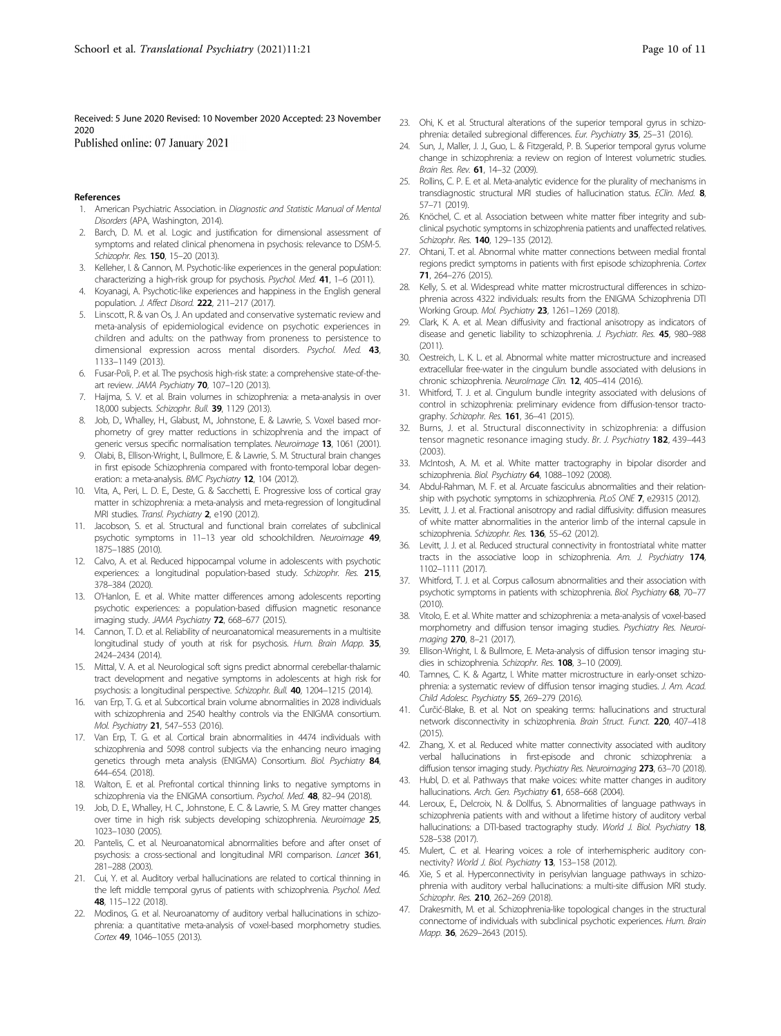Received: 5 June 2020 Revised: 10 November 2020 Accepted: 23 November 2020
Published online: 07 January 2021

## References

1. American Psychiatric Association. in *Diagnostic and Statistic Manual of Mental Disorders* (APA, Washington, 2014).
2. Barch, D. M. et al. Logic and justification for dimensional assessment of symptoms and related clinical phenomena in psychosis: relevance to DSM-5. *Schizophr. Res.* **150**, 15–20 (2013).
3. Kelleher, I. & Cannon, M. Psychotic-like experiences in the general population: characterizing a high-risk group for psychosis. *Psychol. Med.* **41**, 1–6 (2011).
4. Koyanagi, A. Psychotic-like experiences and happiness in the English general population. *J. Affect Disord.* **222**, 211–217 (2017).
5. Linscott, R. & van Os, J. An updated and conservative systematic review and meta-analysis of epidemiological evidence on psychotic experiences in children and adults: on the pathway from proneness to persistence to dimensional expression across mental disorders. *Psychol. Med.* **43**, 1133–1149 (2013).
6. Fusar-Poli, P. et al. The psychosis high-risk state: a comprehensive state-of-the-art review. *JAMA Psychiatry* **70**, 107–120 (2013).
7. Haijma, S. V. et al. Brain volumes in schizophrenia: a meta-analysis in over 18,000 subjects. *Schizophr. Bull.* **39**, 1129 (2013).
8. Job, D., Whalley, H., Glabust, M., Johnstone, E. & Lawrie, S. Voxel based morphometry of grey matter reductions in schizophrenia and the impact of generic versus specific normalisation templates. *Neuroimage* **13**, 1061 (2001).
9. Olabi, B., Ellison-Wright, I., Bullmore, E. & Lawrie, S. M. Structural brain changes in first episode Schizophrenia compared with fronto-temporal lobar degeneration: a meta-analysis. *BMC Psychiatry* **12**, 104 (2012).
10. Vita, A., Peri, L. D. E., Deste, G. & Sacchetti, E. Progressive loss of cortical gray matter in schizophrenia: a meta-analysis and meta-regression of longitudinal MRI studies. *Transl. Psychiatry* **2**, e190 (2012).
11. Jacobson, S. et al. Structural and functional brain correlates of subclinical psychotic symptoms in 11–13 year old schoolchildren. *Neuroimage* **49**, 1875–1885 (2010).
12. Calvo, A. et al. Reduced hippocampal volume in adolescents with psychotic experiences: a longitudinal population-based study. *Schizophr. Res.* **215**, 378–384 (2020).
13. O'Hanlon, E. et al. White matter differences among adolescents reporting psychotic experiences: a population-based diffusion magnetic resonance imaging study. *JAMA Psychiatry* **72**, 668–677 (2015).
14. Cannon, T. D. et al. Reliability of neuroanatomical measurements in a multisite longitudinal study of youth at risk for psychosis. *Hum. Brain Mapp.* **35**, 2424–2434 (2014).
15. Mittal, V. A. et al. Neurological soft signs predict abnormal cerebellar-thalamic tract development and negative symptoms in adolescents at high risk for psychosis: a longitudinal perspective. *Schizophr. Bull.* **40**, 1204–1215 (2014).
16. van Erp, T. G. et al. Subcortical brain volume abnormalities in 2028 individuals with schizophrenia and 2540 healthy controls via the ENIGMA consortium. *Mol. Psychiatry* **21**, 547–553 (2016).
17. Van Erp, T. G. et al. Cortical brain abnormalities in 4474 individuals with schizophrenia and 5098 control subjects via the enhancing neuro imaging genetics through meta analysis (ENIGMA) Consortium. *Biol. Psychiatry* **84**, 644–654. (2018).
18. Walton, E. et al. Prefrontal cortical thinning links to negative symptoms in schizophrenia via the ENIGMA consortium. *Psychol. Med.* **48**, 82–94 (2018).
19. Job, D. E., Whalley, H. C., Johnstone, E. C. & Lawrie, S. M. Grey matter changes over time in high risk subjects developing schizophrenia. *Neuroimage* **25**, 1023–1030 (2005).
20. Pantelis, C. et al. Neuroanatomical abnormalities before and after onset of psychosis: a cross-sectional and longitudinal MRI comparison. *Lancet* **361**, 281–288 (2003).
21. Cui, Y. et al. Auditory verbal hallucinations are related to cortical thinning in the left middle temporal gyrus of patients with schizophrenia. *Psychol. Med.* **48**, 115–122 (2018).
22. Modinos, G. et al. Neuroanatomy of auditory verbal hallucinations in schizophrenia: a quantitative meta-analysis of voxel-based morphometry studies. *Cortex* **49**, 1046–1055 (2013).
23. Ohi, K. et al. Structural alterations of the superior temporal gyrus in schizophrenia: detailed subregional differences. *Eur. Psychiatry* **35**, 25–31 (2016).
24. Sun, J., Maller, J. J., Guo, L. & Fitzgerald, P. B. Superior temporal gyrus volume change in schizophrenia: a review on region of Interest volumetric studies. *Brain Res. Rev.* **61**, 14–32 (2009).
25. Rollins, C. P. E. et al. Meta-analytic evidence for the plurality of mechanisms in transdiagnostic structural MRI studies of hallucination status. *EClin. Med.* **8**, 57–71 (2019).
26. Knöchel, C. et al. Association between white matter fiber integrity and subclinical psychotic symptoms in schizophrenia patients and unaffected relatives. *Schizophr. Res.* **140**, 129–135 (2012).
27. Ohtani, T. et al. Abnormal white matter connections between medial frontal regions predict symptoms in patients with first episode schizophrenia. *Cortex* **71**, 264–276 (2015).
28. Kelly, S. et al. Widespread white matter microstructural differences in schizophrenia across 4322 individuals: results from the ENIGMA Schizophrenia DTI Working Group. *Mol. Psychiatry* **23**, 1261–1269 (2018).
29. Clark, K. A. et al. Mean diffusivity and fractional anisotropy as indicators of disease and genetic liability to schizophrenia. *J. Psychiatr. Res.* **45**, 980–988 (2011).
30. Oestreich, L. K. L. et al. Abnormal white matter microstructure and increased extracellular free-water in the cingulum bundle associated with delusions in chronic schizophrenia. *NeuroImage Clin.* **12**, 405–414 (2016).
31. Whitford, T. J. et al. Cingulum bundle integrity associated with delusions of control in schizophrenia: preliminary evidence from diffusion-tensor tractography. *Schizophr. Res.* **161**, 36–41 (2015).
32. Burns, J. et al. Structural disconnectivity in schizophrenia: a diffusion tensor magnetic resonance imaging study. *Br. J. Psychiatry* **182**, 439–443 (2003).
33. McIntosh, A. M. et al. White matter tractography in bipolar disorder and schizophrenia. *Biol. Psychiatry* **64**, 1088–1092 (2008).
34. Abdul-Rahman, M. F. et al. Arcuate fasciculus abnormalities and their relationship with psychotic symptoms in schizophrenia. *PLoS ONE* **7**, e29315 (2012).
35. Levitt, J. J. et al. Fractional anisotropy and radial diffusivity: diffusion measures of white matter abnormalities in the anterior limb of the internal capsule in schizophrenia. *Schizophr. Res.* **136**, 55–62 (2012).
36. Levitt, J. J. et al. Reduced structural connectivity in frontostriatal white matter tracts in the associative loop in schizophrenia. *Am. J. Psychiatry* **174**, 1102–1111 (2017).
37. Whitford, T. J. et al. Corpus callosum abnormalities and their association with psychotic symptoms in patients with schizophrenia. *Biol. Psychiatry* **68**, 70–77 (2010).
38. Vitolo, E. et al. White matter and schizophrenia: a meta-analysis of voxel-based morphometry and diffusion tensor imaging studies. *Psychiatry Res. Neuroimaging* **270**, 8–21 (2017).
39. Ellison-Wright, I. & Bullmore, E. Meta-analysis of diffusion tensor imaging studies in schizophrenia. *Schizophr. Res.* **108**, 3–10 (2009).
40. Tamnes, C. K. & Agartz, I. White matter microstructure in early-onset schizophrenia: a systematic review of diffusion tensor imaging studies. *J. Am. Acad. Child Adolesc. Psychiatry* **55**, 269–279 (2016).
41. Ćurčić-Blake, B. et al. Not on speaking terms: hallucinations and structural network disconnectivity in schizophrenia. *Brain Struct. Funct.* **220**, 407–418 (2015).
42. Zhang, X. et al. Reduced white matter connectivity associated with auditory verbal hallucinations in first-episode and chronic schizophrenia: a diffusion tensor imaging study. *Psychiatry Res. Neuroimaging* **273**, 63–70 (2018).
43. Hubl, D. et al. Pathways that make voices: white matter changes in auditory hallucinations. *Arch. Gen. Psychiatry* **61**, 658–668 (2004).
44. Leroux, E., Delcroix, N. & Dollfus, S. Abnormalities of language pathways in schizophrenia patients with and without a lifetime history of auditory verbal hallucinations: a DTI-based tractography study. *World J. Biol. Psychiatry* **18**, 528–538 (2017).
45. Mulert, C. et al. Hearing voices: a role of interhemispheric auditory connectivity? *World J. Biol. Psychiatry* **13**, 153–158 (2012).
46. Xie, S et al. Hyperconnectivity in perisylvian language pathways in schizophrenia with auditory verbal hallucinations: a multi-site diffusion MRI study. *Schizophr. Res.* **210**, 262–269 (2018).
47. Drakesmith, M. et al. Schizophrenia-like topological changes in the structural connectome of individuals with subclinical psychotic experiences. *Hum. Brain Mapp.* **36**, 2629–2643 (2015).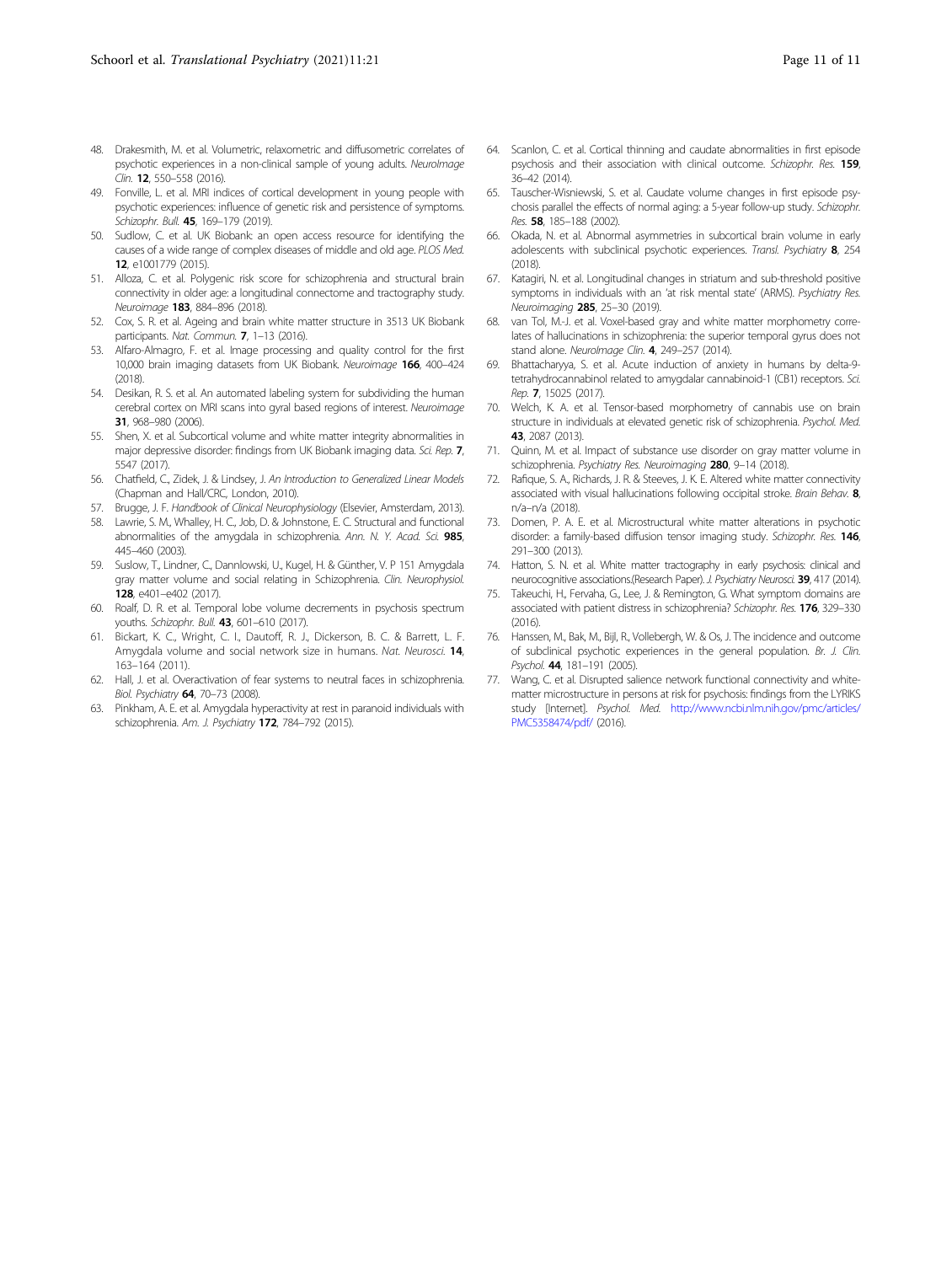48. Drakesmith, M. et al. Volumetric, relaxometric and diffusometric correlates of psychotic experiences in a non-clinical sample of young adults. *NeuroImage Clin.* **12**, 550–558 (2016).
49. Fonville, L. et al. MRI indices of cortical development in young people with psychotic experiences: influence of genetic risk and persistence of symptoms. *Schizophr. Bull.* **45**, 169–179 (2019).
50. Sudlow, C. et al. UK Biobank: an open access resource for identifying the causes of a wide range of complex diseases of middle and old age. *PLOS Med.* **12**, e1001779 (2015).
51. Alloza, C. et al. Polygenic risk score for schizophrenia and structural brain connectivity in older age: a longitudinal connectome and tractography study. *Neuroimage* **183**, 884–896 (2018).
52. Cox, S. R. et al. Ageing and brain white matter structure in 3513 UK Biobank participants. *Nat. Commun.* **7**, 1–13 (2016).
53. Alfaro-Almagro, F. et al. Image processing and quality control for the first 10,000 brain imaging datasets from UK Biobank. *Neuroimage* **166**, 400–424 (2018).
54. Desikan, R. S. et al. An automated labeling system for subdividing the human cerebral cortex on MRI scans into gyral based regions of interest. *Neuroimage* **31**, 968–980 (2006).
55. Shen, X. et al. Subcortical volume and white matter integrity abnormalities in major depressive disorder: findings from UK Biobank imaging data. *Sci. Rep.* **7**, 5547 (2017).
56. Chatfield, C., Zidek, J. & Lindsey, J. *An Introduction to Generalized Linear Models* (Chapman and Hall/CRC, London, 2010).
57. Brugge, J. F. *Handbook of Clinical Neurophysiology* (Elsevier, Amsterdam, 2013).
58. Lawrie, S. M., Whalley, H. C., Job, D. & Johnstone, E. C. Structural and functional abnormalities of the amygdala in schizophrenia. *Ann. N. Y. Acad. Sci.* **985**, 445–460 (2003).
59. Suslow, T., Lindner, C., Dannlowski, U., Kugel, H. & Günther, V. P 151 Amygdala gray matter volume and social relating in Schizophrenia. *Clin. Neurophysiol.* **128**, e401–e402 (2017).
60. Roalf, D. R. et al. Temporal lobe volume decrements in psychosis spectrum youths. *Schizophr. Bull.* **43**, 601–610 (2017).
61. Bickart, K. C., Wright, C. I., Dautoff, R. J., Dickerson, B. C. & Barrett, L. F. Amygdala volume and social network size in humans. *Nat. Neurosci.* **14**, 163–164 (2011).
62. Hall, J. et al. Overactivation of fear systems to neutral faces in schizophrenia. *Biol. Psychiatry* **64**, 70–73 (2008).
63. Pinkham, A. E. et al. Amygdala hyperactivity at rest in paranoid individuals with schizophrenia. *Am. J. Psychiatry* **172**, 784–792 (2015).
64. Scanlon, C. et al. Cortical thinning and caudate abnormalities in first episode psychosis and their association with clinical outcome. *Schizophr. Res.* **159**, 36–42 (2014).
65. Tauscher-Wisniewski, S. et al. Caudate volume changes in first episode psychosis parallel the effects of normal aging: a 5-year follow-up study. *Schizophr. Res.* **58**, 185–188 (2002).
66. Okada, N. et al. Abnormal asymmetries in subcortical brain volume in early adolescents with subclinical psychotic experiences. *Transl. Psychiatry* **8**, 254 (2018).
67. Katagiri, N. et al. Longitudinal changes in striatum and sub-threshold positive symptoms in individuals with an 'at risk mental state' (ARMS). *Psychiatry Res. Neuroimaging* **285**, 25–30 (2019).
68. van Tol, M.-J. et al. Voxel-based gray and white matter morphometry correlates of hallucinations in schizophrenia: the superior temporal gyrus does not stand alone. *NeuroImage Clin.* **4**, 249–257 (2014).
69. Bhattacharyya, S. et al. Acute induction of anxiety in humans by delta-9-tetrahydrocannabinol related to amygdalar cannabinoid-1 (CB1) receptors. *Sci. Rep.* **7**, 15025 (2017).
70. Welch, K. A. et al. Tensor-based morphometry of cannabis use on brain structure in individuals at elevated genetic risk of schizophrenia. *Psychol. Med.* **43**, 2087 (2013).
71. Quinn, M. et al. Impact of substance use disorder on gray matter volume in schizophrenia. *Psychiatry Res. Neuroimaging* **280**, 9–14 (2018).
72. Rafique, S. A., Richards, J. R. & Steeves, J. K. E. Altered white matter connectivity associated with visual hallucinations following occipital stroke. *Brain Behav.* **8**, n/a–n/a (2018).
73. Domen, P. A. E. et al. Microstructural white matter alterations in psychotic disorder: a family-based diffusion tensor imaging study. *Schizophr. Res.* **146**, 291–300 (2013).
74. Hatton, S. N. et al. White matter tractography in early psychosis: clinical and neurocognitive associations.(Research Paper). *J. Psychiatry Neurosci.* **39**, 417 (2014).
75. Takeuchi, H., Fervaha, G., Lee, J. & Remington, G. What symptom domains are associated with patient distress in schizophrenia? *Schizophr. Res.* **176**, 329–330 (2016).
76. Hanssen, M., Bak, M., Bijl, R., Vollebergh, W. & Os, J. The incidence and outcome of subclinical psychotic experiences in the general population. *Br. J. Clin. Psychol.* **44**, 181–191 (2005).
77. Wang, C. et al. Disrupted salience network functional connectivity and white-matter microstructure in persons at risk for psychosis: findings from the LYRIKS study [Internet]. *Psychol. Med.* http://www.ncbi.nlm.nih.gov/pmc/articles/PMC5358474/pdf/ (2016).